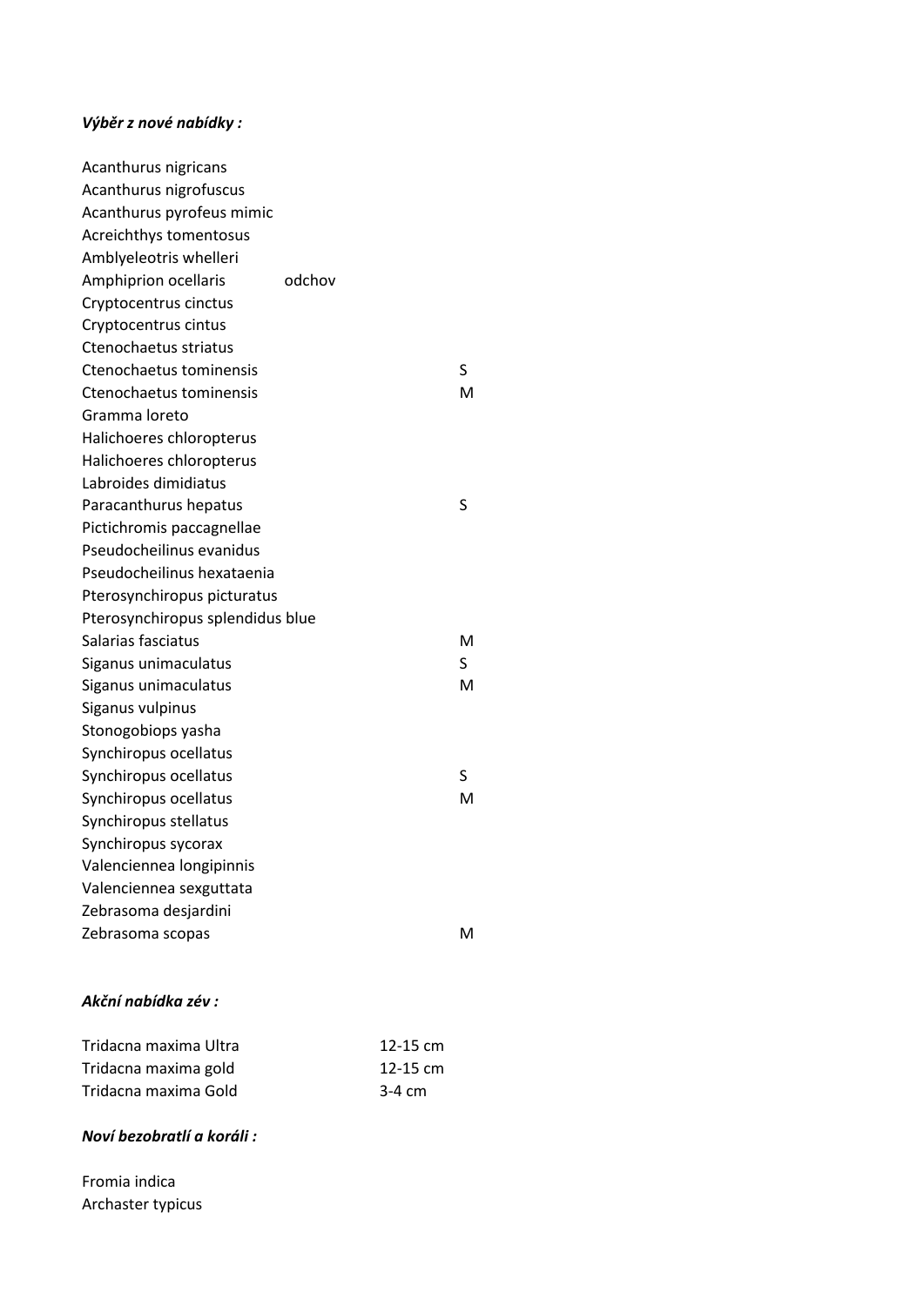***Výběr z nové nabídky :***

| | | |
|---|---|---|
| Acanthurus nigricans | | |
| Acanthurus nigrofuscus | | |
| Acanthurus pyrofeus mimic | | |
| Acreichthys tomentosus | | |
| Amblyeleotris whelleri | | |
| Amphiprion ocellaris | odchov | |
| Cryptocentrus cinctus | | |
| Cryptocentrus cintus | | |
| Ctenochaetus striatus | | |
| Ctenochaetus tominensis | | S |
| Ctenochaetus tominensis | | M |
| Gramma loreto | | |
| Halichoeres chloropterus | | |
| Halichoeres chloropterus | | |
| Labroides dimidiatus | | |
| Paracanthurus hepatus | | S |
| Pictichromis paccagnellae | | |
| Pseudocheilinus evanidus | | |
| Pseudocheilinus hexataenia | | |
| Pterosynchiropus picturatus | | |
| Pterosynchiropus splendidus blue | | |
| Salarias fasciatus | | M |
| Siganus unimaculatus | | S |
| Siganus unimaculatus | | M |
| Siganus vulpinus | | |
| Stonogobiops yasha | | |
| Synchiropus ocellatus | | |
| Synchiropus ocellatus | | S |
| Synchiropus ocellatus | | M |
| Synchiropus stellatus | | |
| Synchiropus sycorax | | |
| Valenciennea longipinnis | | |
| Valenciennea sexguttata | | |
| Zebrasoma desjardini | | |
| Zebrasoma scopas | | M |

***Akční nabídka zév :***

| | |
|---|---|
| Tridacna maxima Ultra | 12-15 cm |
| Tridacna maxima gold | 12-15 cm |
| Tridacna maxima Gold | 3-4 cm |

***Noví bezobratlí a koráli :***

Fromia indica
Archaster typicus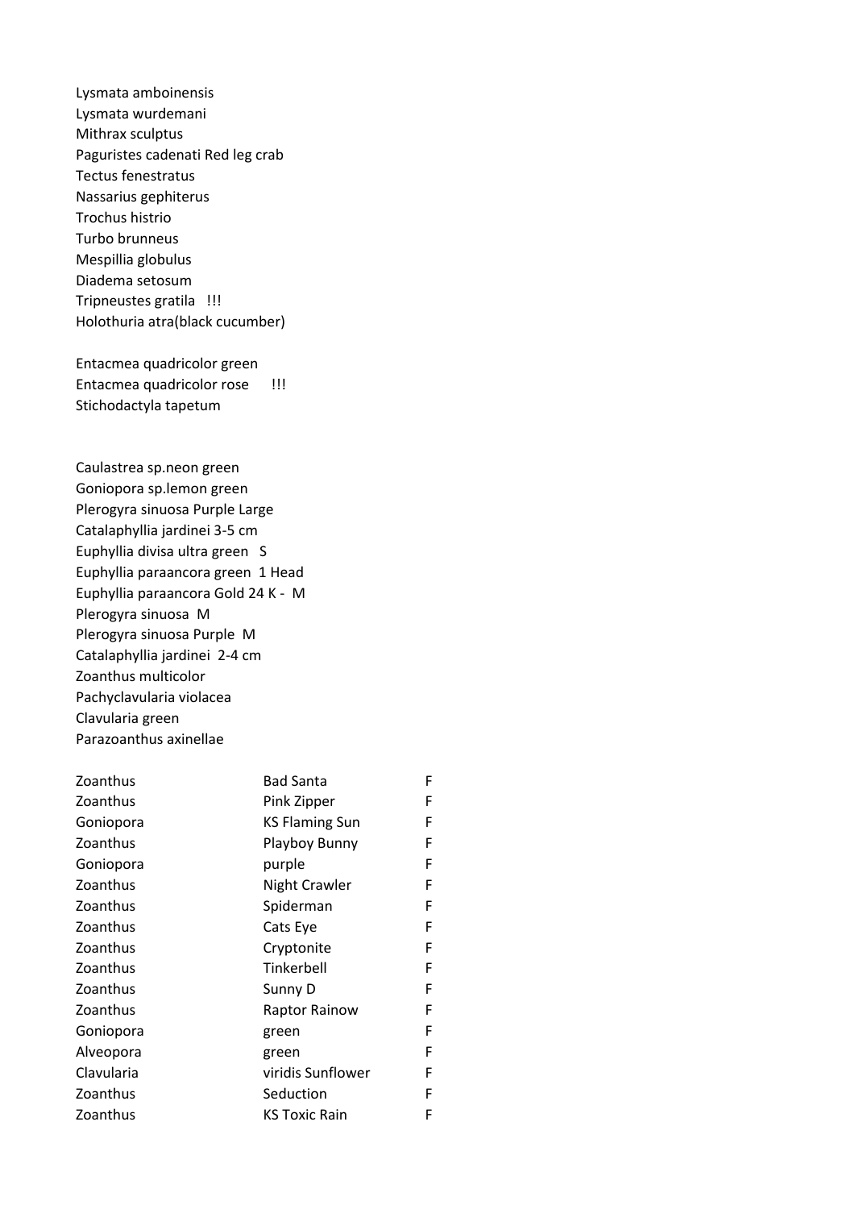Lysmata amboinensis
Lysmata wurdemani
Mithrax sculptus
Paguristes cadenati Red leg crab
Tectus fenestratus
Nassarius gephiterus
Trochus histrio
Turbo brunneus
Mespillia globulus
Diadema setosum
Tripneustes gratila !!!
Holothuria atra(black cucumber)

Entacmea quadricolor green
Entacmea quadricolor rose !!!
Stichodactyla tapetum

Caulastrea sp.neon green
Goniopora sp.lemon green
Plerogyra sinuosa Purple Large
Catalaphyllia jardinei 3-5 cm
Euphyllia divisa ultra green S
Euphyllia paraancora green 1 Head
Euphyllia paraancora Gold 24 K - M
Plerogyra sinuosa M
Plerogyra sinuosa Purple M
Catalaphyllia jardinei 2-4 cm
Zoanthus multicolor
Pachyclavularia violacea
Clavularia green
Parazoanthus axinellae

| | | |
|---|---|---|
| Zoanthus | Bad Santa | F |
| Zoanthus | Pink Zipper | F |
| Goniopora | KS Flaming Sun | F |
| Zoanthus | Playboy Bunny | F |
| Goniopora | purple | F |
| Zoanthus | Night Crawler | F |
| Zoanthus | Spiderman | F |
| Zoanthus | Cats Eye | F |
| Zoanthus | Cryptonite | F |
| Zoanthus | Tinkerbell | F |
| Zoanthus | Sunny D | F |
| Zoanthus | Raptor Rainow | F |
| Goniopora | green | F |
| Alveopora | green | F |
| Clavularia | viridis Sunflower | F |
| Zoanthus | Seduction | F |
| Zoanthus | KS Toxic Rain | F |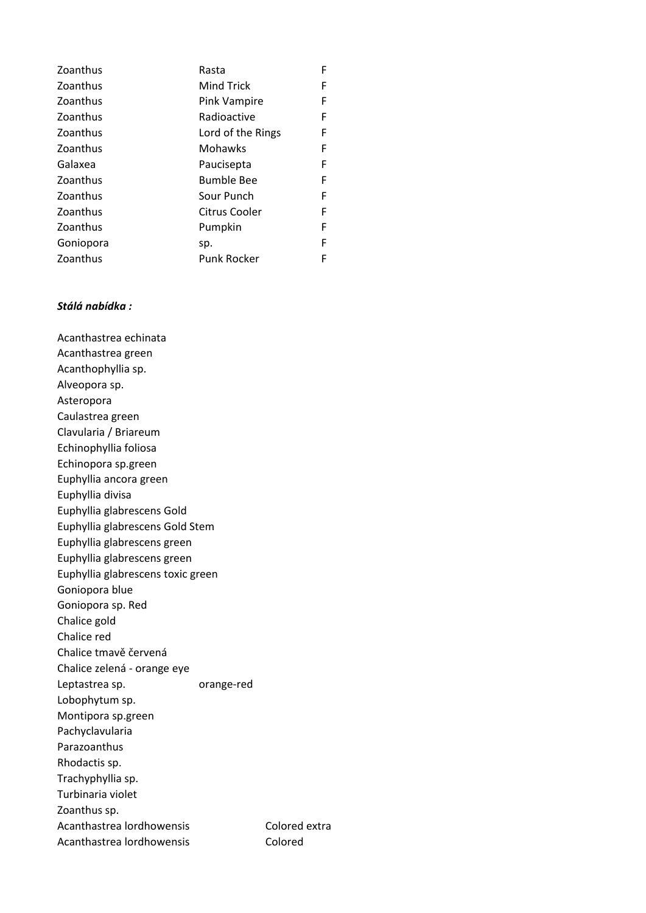| | | |
|---|---|---|
| Zoanthus | Rasta | F |
| Zoanthus | Mind Trick | F |
| Zoanthus | Pink Vampire | F |
| Zoanthus | Radioactive | F |
| Zoanthus | Lord of the Rings | F |
| Zoanthus | Mohawks | F |
| Galaxea | Paucisepta | F |
| Zoanthus | Bumble Bee | F |
| Zoanthus | Sour Punch | F |
| Zoanthus | Citrus Cooler | F |
| Zoanthus | Pumpkin | F |
| Goniopora | sp. | F |
| Zoanthus | Punk Rocker | F |

***Stálá nabídka :***

Acanthastrea echinata
Acanthastrea green
Acanthophyllia sp.
Alveopora sp.
Asteropora
Caulastrea green
Clavularia / Briareum
Echinophyllia foliosa
Echinopora sp.green
Euphyllia ancora green
Euphyllia divisa
Euphyllia glabrescens Gold
Euphyllia glabrescens Gold Stem
Euphyllia glabrescens green
Euphyllia glabrescens green
Euphyllia glabrescens toxic green
Goniopora blue
Goniopora sp. Red
Chalice gold
Chalice red
Chalice tmavě červená
Chalice zelená - orange eye
Leptastrea sp. orange-red
Lobophytum sp.
Montipora sp.green
Pachyclavularia
Parazoanthus
Rhodactis sp.
Trachyphyllia sp.
Turbinaria violet
Zoanthus sp.
Acanthastrea lordhowensis Colored extra
Acanthastrea lordhowensis Colored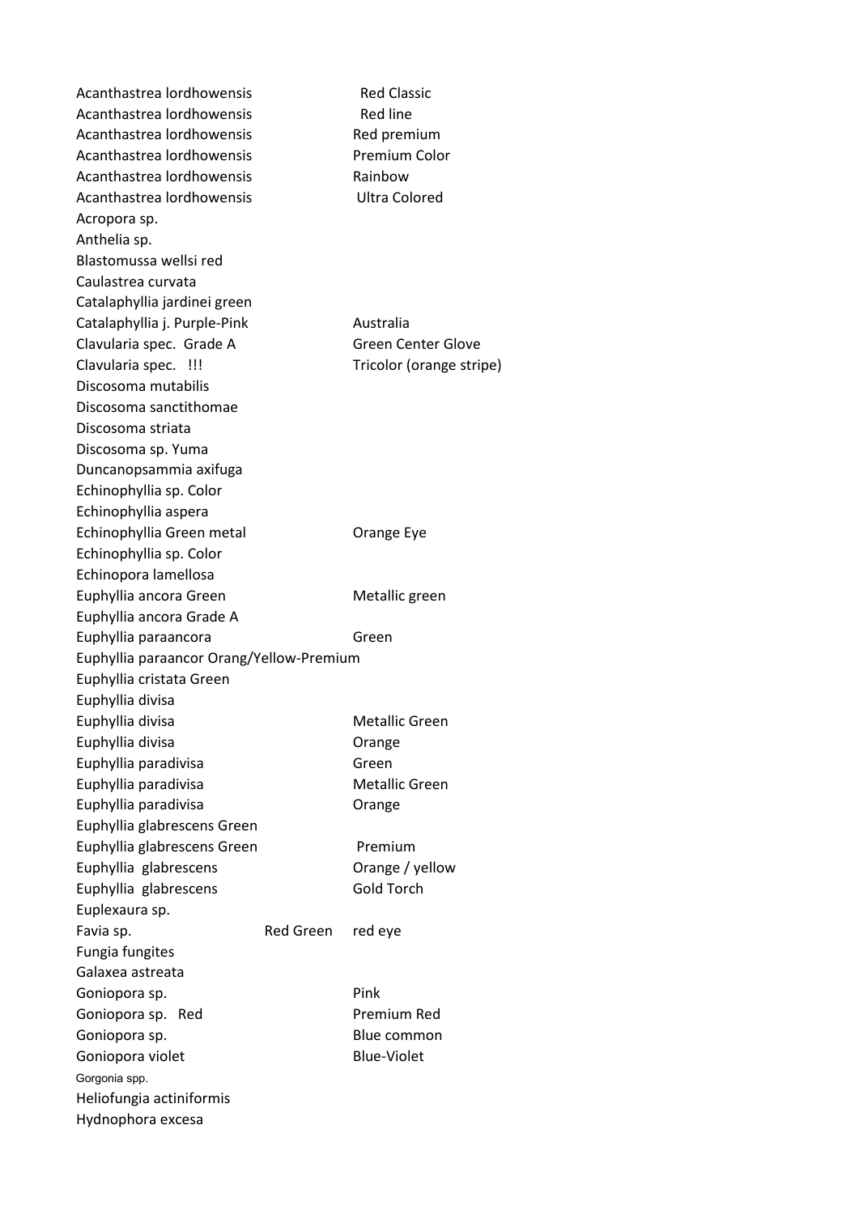| | | |
|---|---|---|
| Acanthastrea lordhowensis | | Red Classic |
| Acanthastrea lordhowensis | | Red line |
| Acanthastrea lordhowensis | | Red premium |
| Acanthastrea lordhowensis | | Premium Color |
| Acanthastrea lordhowensis | | Rainbow |
| Acanthastrea lordhowensis | | Ultra Colored |
| Acropora sp. | | |
| Anthelia sp. | | |
| Blastomussa wellsi red | | |
| Caulastrea curvata | | |
| Catalaphyllia jardinei green | | |
| Catalaphyllia j. Purple-Pink | | Australia |
| Clavularia spec. Grade A | | Green Center Glove |
| Clavularia spec. !!! | | Tricolor (orange stripe) |
| Discosoma mutabilis | | |
| Discosoma sanctithomae | | |
| Discosoma striata | | |
| Discosoma sp. Yuma | | |
| Duncanopsammia axifuga | | |
| Echinophyllia sp. Color | | |
| Echinophyllia aspera | | |
| Echinophyllia Green metal | | Orange Eye |
| Echinophyllia sp. Color | | |
| Echinopora lamellosa | | |
| Euphyllia ancora Green | | Metallic green |
| Euphyllia ancora Grade A | | |
| Euphyllia paraancora | | Green |
| Euphyllia paraancor Orang/Yellow-Premium | | |
| Euphyllia cristata Green | | |
| Euphyllia divisa | | |
| Euphyllia divisa | | Metallic Green |
| Euphyllia divisa | | Orange |
| Euphyllia paradivisa | | Green |
| Euphyllia paradivisa | | Metallic Green |
| Euphyllia paradivisa | | Orange |
| Euphyllia glabrescens Green | | |
| Euphyllia glabrescens Green | | Premium |
| Euphyllia glabrescens | | Orange / yellow |
| Euphyllia glabrescens | | Gold Torch |
| Euplexaura sp. | | |
| Favia sp. | Red Green | red eye |
| Fungia fungites | | |
| Galaxea astreata | | |
| Goniopora sp. | | Pink |
| Goniopora sp. Red | | Premium Red |
| Goniopora sp. | | Blue common |
| Goniopora violet | | Blue-Violet |
| Gorgonia spp. | | |
| Heliofungia actiniformis | | |
| Hydnophora excesa | | |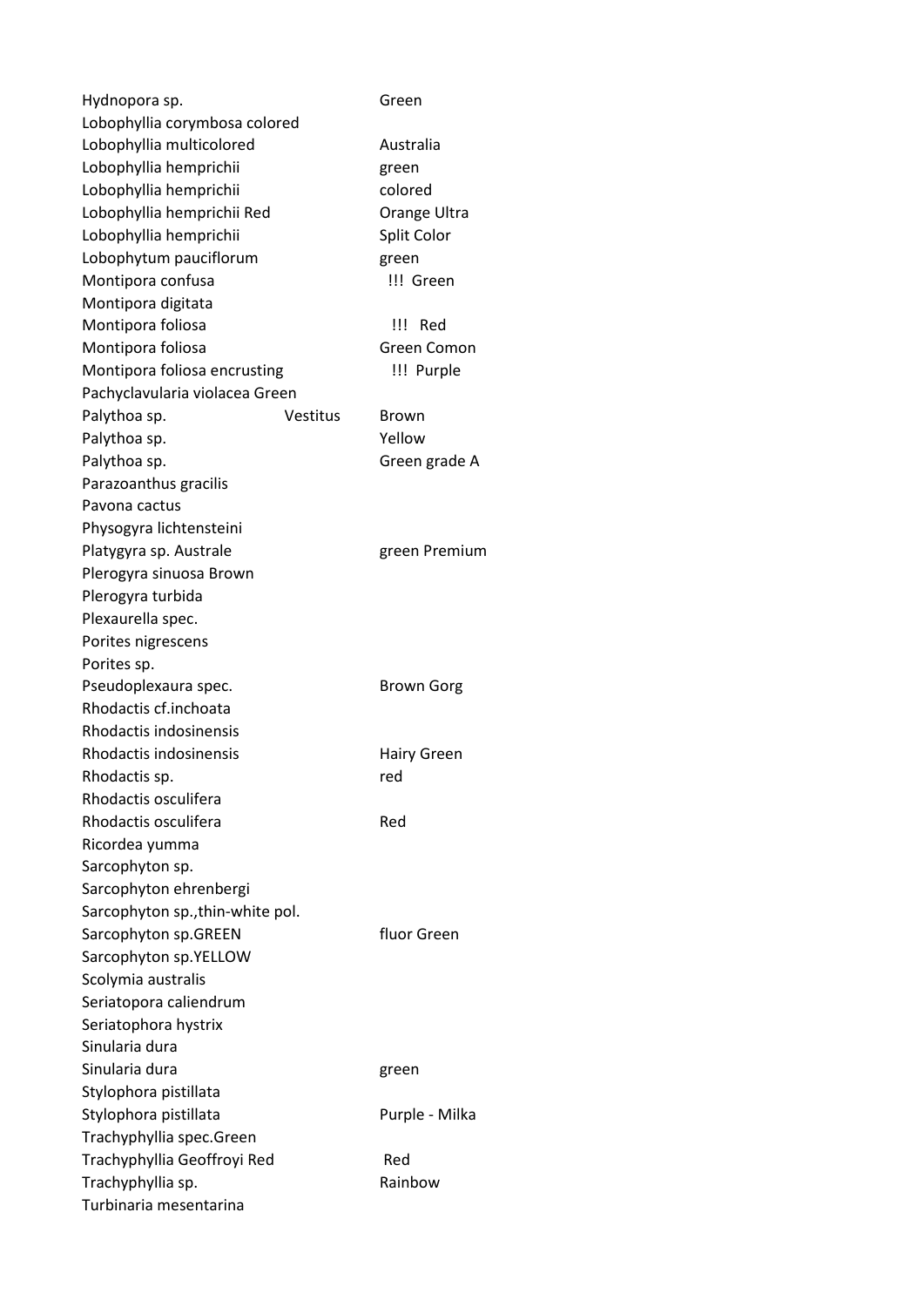| | | |
|---|---|---|
| Hydnopora sp. | | Green |
| Lobophyllia corymbosa colored | | |
| Lobophyllia multicolored | | Australia |
| Lobophyllia hemprichii | | green |
| Lobophyllia hemprichii | | colored |
| Lobophyllia hemprichii Red | | Orange Ultra |
| Lobophyllia hemprichii | | Split Color |
| Lobophytum pauciflorum | | green |
| Montipora confusa | | !!! Green |
| Montipora digitata | | |
| Montipora foliosa | | !!! Red |
| Montipora foliosa | | Green Comon |
| Montipora foliosa encrusting | | !!! Purple |
| Pachyclavularia violacea Green | | |
| Palythoa sp. | Vestitus | Brown |
| Palythoa sp. | | Yellow |
| Palythoa sp. | | Green grade A |
| Parazoanthus gracilis | | |
| Pavona cactus | | |
| Physogyra lichtensteini | | |
| Platygyra sp. Australe | | green Premium |
| Plerogyra sinuosa Brown | | |
| Plerogyra turbida | | |
| Plexaurella spec. | | |
| Porites nigrescens | | |
| Porites sp. | | |
| Pseudoplexaura spec. | | Brown Gorg |
| Rhodactis cf.inchoata | | |
| Rhodactis indosinensis | | |
| Rhodactis indosinensis | | Hairy Green |
| Rhodactis sp. | | red |
| Rhodactis osculifera | | |
| Rhodactis osculifera | | Red |
| Ricordea yumma | | |
| Sarcophyton sp. | | |
| Sarcophyton ehrenbergi | | |
| Sarcophyton sp.,thin-white pol. | | |
| Sarcophyton sp.GREEN | | fluor Green |
| Sarcophyton sp.YELLOW | | |
| Scolymia australis | | |
| Seriatopora caliendrum | | |
| Seriatophora hystrix | | |
| Sinularia dura | | |
| Sinularia dura | | green |
| Stylophora pistillata | | |
| Stylophora pistillata | | Purple - Milka |
| Trachyphyllia spec.Green | | |
| Trachyphyllia Geoffroyi Red | | Red |
| Trachyphyllia sp. | | Rainbow |
| Turbinaria mesentarina | | |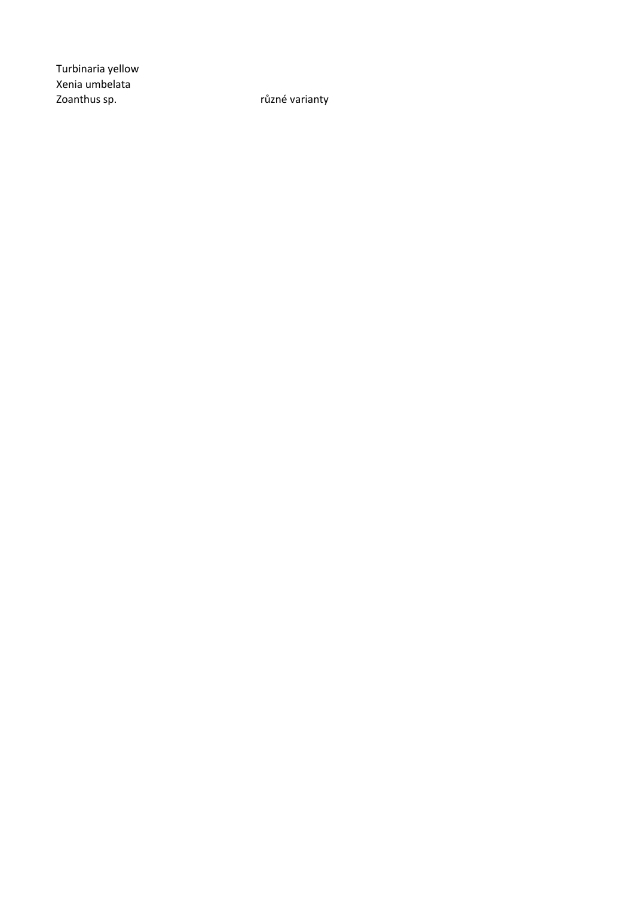| | |
|---|---|
| Turbinaria yellow | |
| Xenia umbelata | |
| Zoanthus sp. | různé varianty |